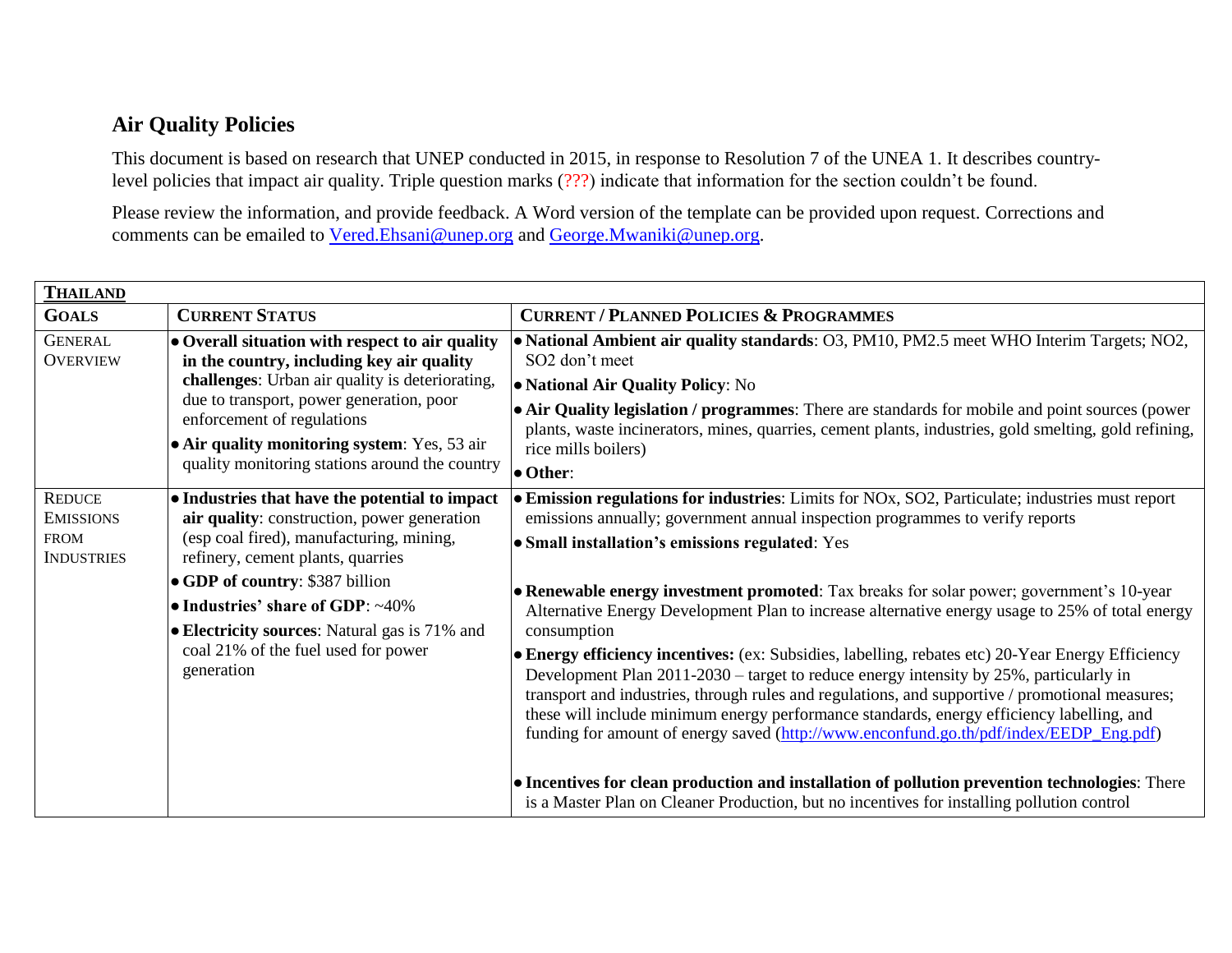## Air Quality Policies

This document is based on research that UNEP conducted in 2015, in response to Resolution 7 of the UNEA 1. It describes country-level policies that impact air quality. Triple question marks (???) indicate that information for the section couldn't be found.

Please review the information, and provide feedback. A Word version of the template can be provided upon request. Corrections and comments can be emailed to Vered.Ehsani@unep.org and George.Mwaniki@unep.org.

| **THAILAND** | | |
|---|---|---|
| **GOALS** | **CURRENT STATUS** | **CURRENT / PLANNED POLICIES & PROGRAMMES** |
| GENERAL OVERVIEW | • **Overall situation with respect to air quality in the country, including key air quality challenges**: Urban air quality is deteriorating, due to transport, power generation, poor enforcement of regulations<br>• **Air quality monitoring system**: Yes, 53 air quality monitoring stations around the country | • **National Ambient air quality standards**: O3, PM10, PM2.5 meet WHO Interim Targets; NO2, SO2 don't meet<br>• **National Air Quality Policy**: No<br>• **Air Quality legislation / programmes**: There are standards for mobile and point sources (power plants, waste incinerators, mines, quarries, cement plants, industries, gold smelting, gold refining, rice mills boilers)<br>• **Other**: |
| REDUCE EMISSIONS FROM INDUSTRIES | • **Industries that have the potential to impact air quality**: construction, power generation (esp coal fired), manufacturing, mining, refinery, cement plants, quarries<br>• **GDP of country**: $387 billion<br>• **Industries' share of GDP**: ~40%<br>• **Electricity sources**: Natural gas is 71% and coal 21% of the fuel used for power generation | • **Emission regulations for industries**: Limits for NOx, SO2, Particulate; industries must report emissions annually; government annual inspection programmes to verify reports<br>• **Small installation's emissions regulated**: Yes<br>• **Renewable energy investment promoted**: Tax breaks for solar power; government's 10-year Alternative Energy Development Plan to increase alternative energy usage to 25% of total energy consumption<br>• **Energy efficiency incentives:** (ex: Subsidies, labelling, rebates etc) 20-Year Energy Efficiency Development Plan 2011-2030 – target to reduce energy intensity by 25%, particularly in transport and industries, through rules and regulations, and supportive / promotional measures; these will include minimum energy performance standards, energy efficiency labelling, and funding for amount of energy saved (http://www.enconfund.go.th/pdf/index/EEDP_Eng.pdf)<br>• **Incentives for clean production and installation of pollution prevention technologies**: There is a Master Plan on Cleaner Production, but no incentives for installing pollution control |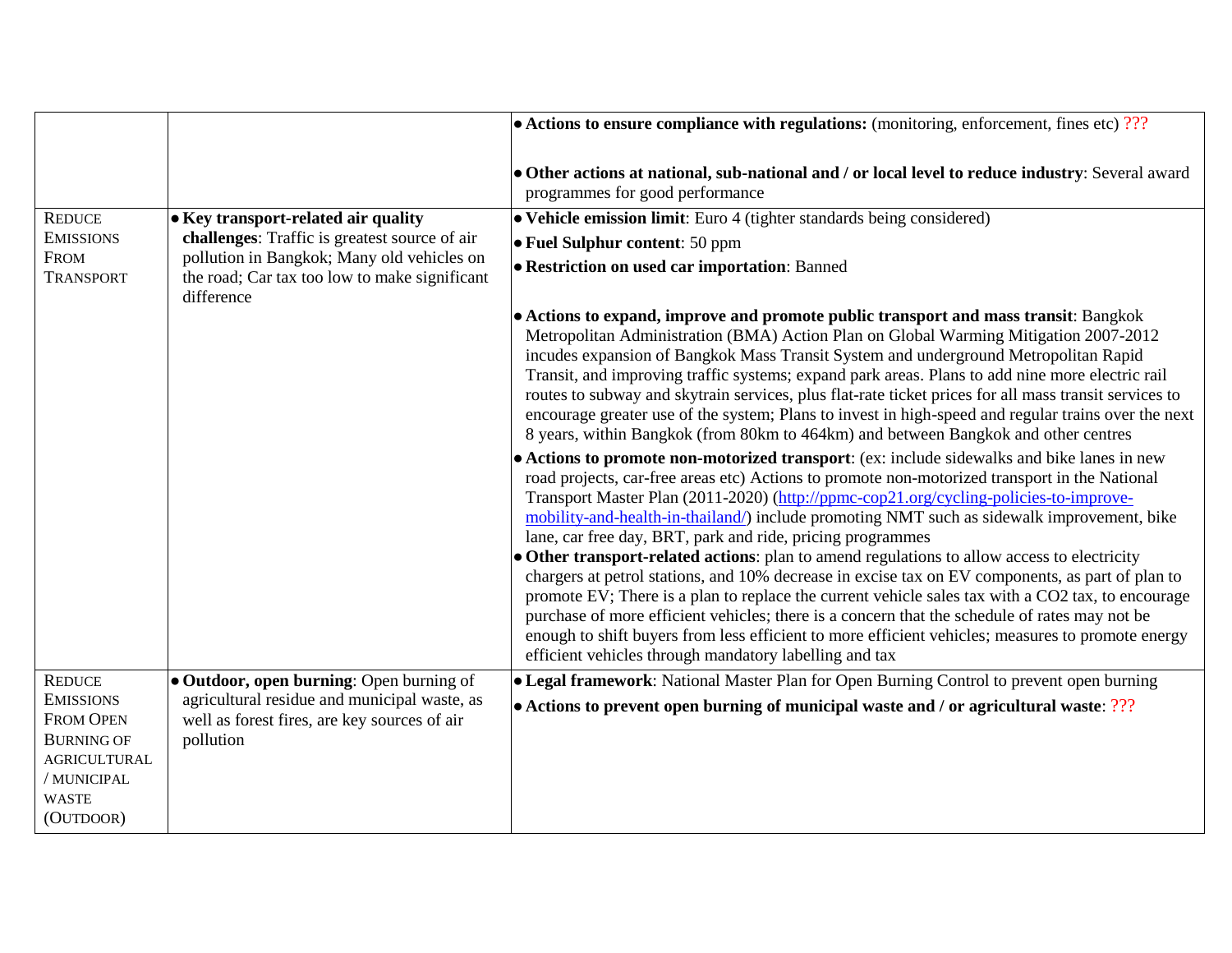| | | |
|---|---|---|
| | | • **Actions to ensure compliance with regulations:** (monitoring, enforcement, fines etc) ???<br><br>• **Other actions at national, sub-national and / or local level to reduce industry**: Several award programmes for good performance |
| REDUCE EMISSIONS FROM TRANSPORT | • **Key transport-related air quality challenges**: Traffic is greatest source of air pollution in Bangkok; Many old vehicles on the road; Car tax too low to make significant difference | • **Vehicle emission limit**: Euro 4 (tighter standards being considered)<br>• **Fuel Sulphur content**: 50 ppm<br>• **Restriction on used car importation**: Banned<br><br>• **Actions to expand, improve and promote public transport and mass transit**: Bangkok Metropolitan Administration (BMA) Action Plan on Global Warming Mitigation 2007-2012 incudes expansion of Bangkok Mass Transit System and underground Metropolitan Rapid Transit, and improving traffic systems; expand park areas. Plans to add nine more electric rail routes to subway and skytrain services, plus flat-rate ticket prices for all mass transit services to encourage greater use of the system; Plans to invest in high-speed and regular trains over the next 8 years, within Bangkok (from 80km to 464km) and between Bangkok and other centres<br>• **Actions to promote non-motorized transport**: (ex: include sidewalks and bike lanes in new road projects, car-free areas etc) Actions to promote non-motorized transport in the National Transport Master Plan (2011-2020) (http://ppmc-cop21.org/cycling-policies-to-improve-mobility-and-health-in-thailand/) include promoting NMT such as sidewalk improvement, bike lane, car free day, BRT, park and ride, pricing programmes<br>• **Other transport-related actions**: plan to amend regulations to allow access to electricity chargers at petrol stations, and 10% decrease in excise tax on EV components, as part of plan to promote EV; There is a plan to replace the current vehicle sales tax with a CO2 tax, to encourage purchase of more efficient vehicles; there is a concern that the schedule of rates may not be enough to shift buyers from less efficient to more efficient vehicles; measures to promote energy efficient vehicles through mandatory labelling and tax |
| REDUCE EMISSIONS FROM OPEN BURNING OF AGRICULTURAL / MUNICIPAL WASTE (OUTDOOR) | • **Outdoor, open burning**: Open burning of agricultural residue and municipal waste, as well as forest fires, are key sources of air pollution | • **Legal framework**: National Master Plan for Open Burning Control to prevent open burning<br>• **Actions to prevent open burning of municipal waste and / or agricultural waste**: ??? |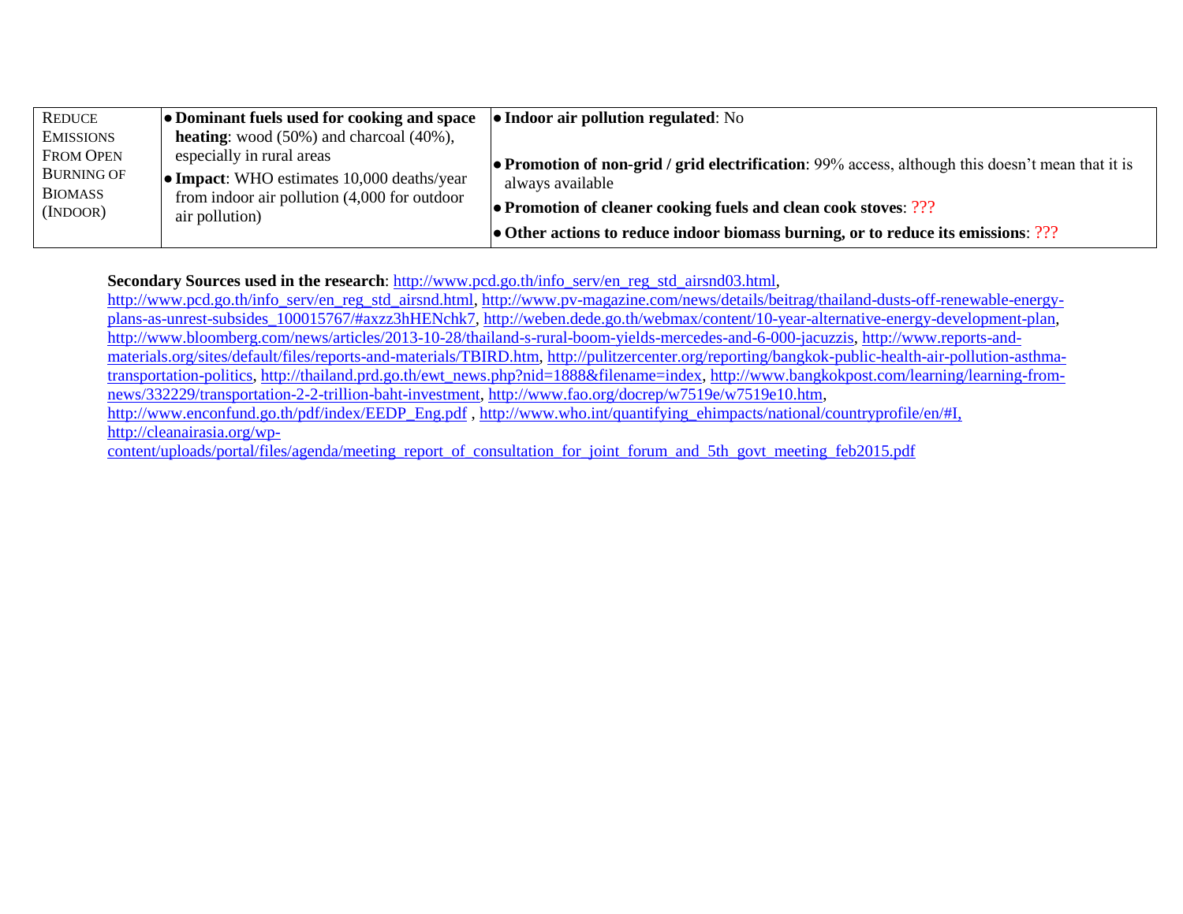| | | |
|---|---|---|
| REDUCE EMISSIONS FROM OPEN BURNING OF BIOMASS (INDOOR) | • **Dominant fuels used for cooking and space heating**: wood (50%) and charcoal (40%), especially in rural areas<br>• **Impact**: WHO estimates 10,000 deaths/year from indoor air pollution (4,000 for outdoor air pollution) | • **Indoor air pollution regulated**: No<br>• **Promotion of non-grid / grid electrification**: 99% access, although this doesn't mean that it is always available<br>• **Promotion of cleaner cooking fuels and clean cook stoves**: ???<br>• **Other actions to reduce indoor biomass burning, or to reduce its emissions**: ??? |

**Secondary Sources used in the research**: http://www.pcd.go.th/info_serv/en_reg_std_airsnd03.html, http://www.pcd.go.th/info_serv/en_reg_std_airsnd.html, http://www.pv-magazine.com/news/details/beitrag/thailand-dusts-off-renewable-energy-plans-as-unrest-subsides_100015767/#axzz3hHENchk7, http://weben.dede.go.th/webmax/content/10-year-alternative-energy-development-plan, http://www.bloomberg.com/news/articles/2013-10-28/thailand-s-rural-boom-yields-mercedes-and-6-000-jacuzzis, http://www.reports-and-materials.org/sites/default/files/reports-and-materials/TBIRD.htm, http://pulitzercenter.org/reporting/bangkok-public-health-air-pollution-asthma-transportation-politics, http://thailand.prd.go.th/ewt_news.php?nid=1888&filename=index, http://www.bangkokpost.com/learning/learning-from-news/332229/transportation-2-2-trillion-baht-investment, http://www.fao.org/docrep/w7519e/w7519e10.htm, http://www.enconfund.go.th/pdf/index/EEDP_Eng.pdf , http://www.who.int/quantifying_ehimpacts/national/countryprofile/en/#I, http://cleanairasia.org/wp-content/uploads/portal/files/agenda/meeting_report_of_consultation_for_joint_forum_and_5th_govt_meeting_feb2015.pdf